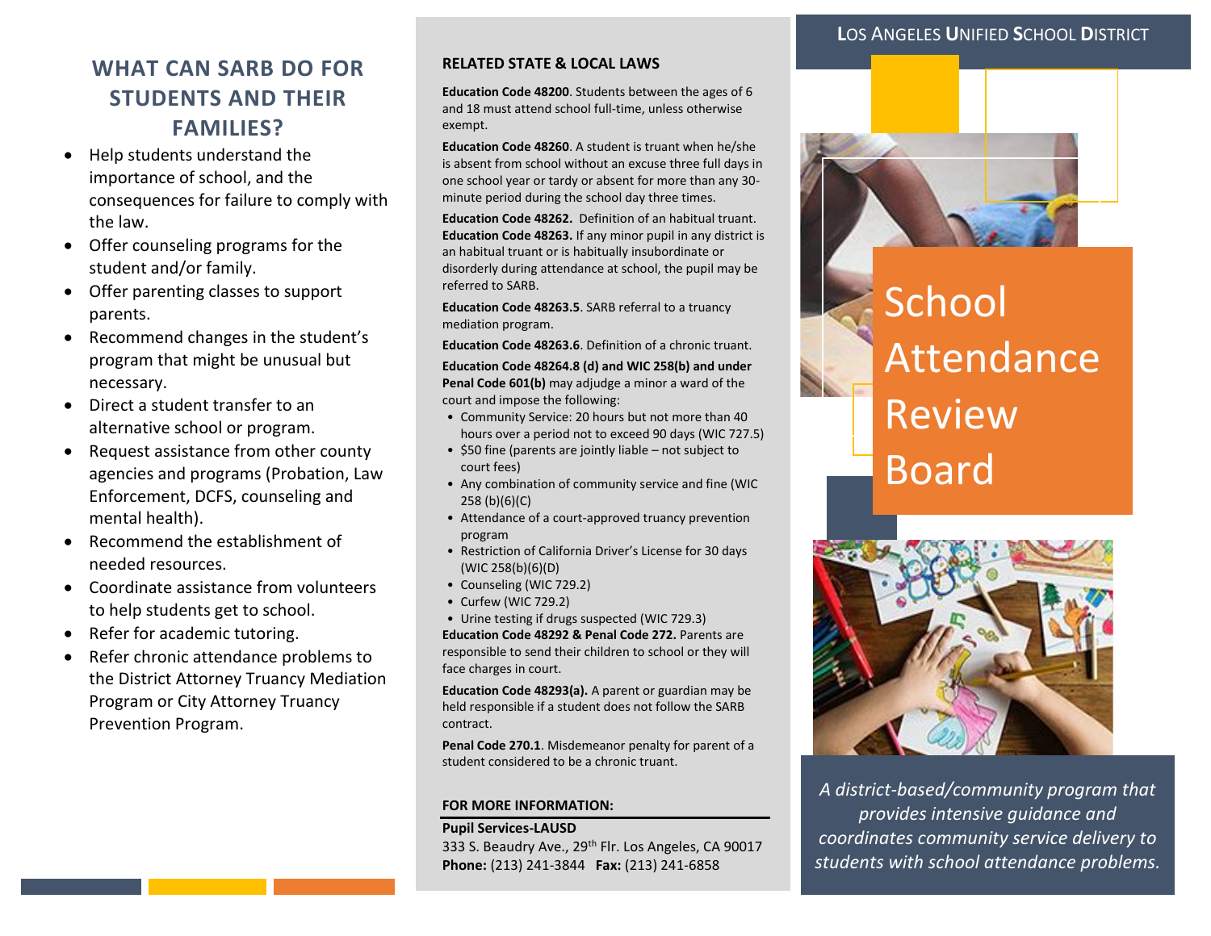## WHAT CAN SARB DO FOR STUDENTS AND THEIR FAMILIES?

- Help students understand the importance of school, and the consequences for failure to comply with the law.
- Offer counseling programs for the student and/or family.
- Offer parenting classes to support parents.
- Recommend changes in the student's program that might be unusual but necessary.
- Direct a student transfer to an alternative school or program.
- Request assistance from other county agencies and programs (Probation, Law Enforcement, DCFS, counseling and mental health).
- Recommend the establishment of needed resources.
- Coordinate assistance from volunteers to help students get to school.
- Refer for academic tutoring.
- Refer chronic attendance problems to the District Attorney Truancy Mediation Program or City Attorney Truancy Prevention Program.

### RELATED STATE & LOCAL LAWS

**Education Code 48200**. Students between the ages of 6 and 18 must attend school full-time, unless otherwise exempt.

**Education Code 48260**. A student is truant when he/she is absent from school without an excuse three full days in one school year or tardy or absent for more than any 30-minute period during the school day three times.

**Education Code 48262.** Definition of an habitual truant.

**Education Code 48263.** If any minor pupil in any district is an habitual truant or is habitually insubordinate or disorderly during attendance at school, the pupil may be referred to SARB.

**Education Code 48263.5**. SARB referral to a truancy mediation program.

**Education Code 48263.6**. Definition of a chronic truant.

**Education Code 48264.8 (d) and WIC 258(b) and under Penal Code 601(b)** may adjudge a minor a ward of the court and impose the following:

- Community Service: 20 hours but not more than 40 hours over a period not to exceed 90 days (WIC 727.5)
- $50 fine (parents are jointly liable – not subject to court fees)
- Any combination of community service and fine (WIC 258 (b)(6)(C)
- Attendance of a court-approved truancy prevention program
- Restriction of California Driver's License for 30 days (WIC 258(b)(6)(D)
- Counseling (WIC 729.2)
- Curfew (WIC 729.2)
- Urine testing if drugs suspected (WIC 729.3)

**Education Code 48292 & Penal Code 272.** Parents are responsible to send their children to school or they will face charges in court.

**Education Code 48293(a).** A parent or guardian may be held responsible if a student does not follow the SARB contract.

**Penal Code 270.1**. Misdemeanor penalty for parent of a student considered to be a chronic truant.

### FOR MORE INFORMATION:

**Pupil Services-LAUSD**
333 S. Beaudry Ave., 29th Flr. Los Angeles, CA 90017
**Phone:** (213) 241-3844 **Fax:** (213) 241-6858

LOS ANGELES UNIFIED SCHOOL DISTRICT

# School Attendance Review Board

*A district-based/community program that provides intensive guidance and coordinates community service delivery to students with school attendance problems.*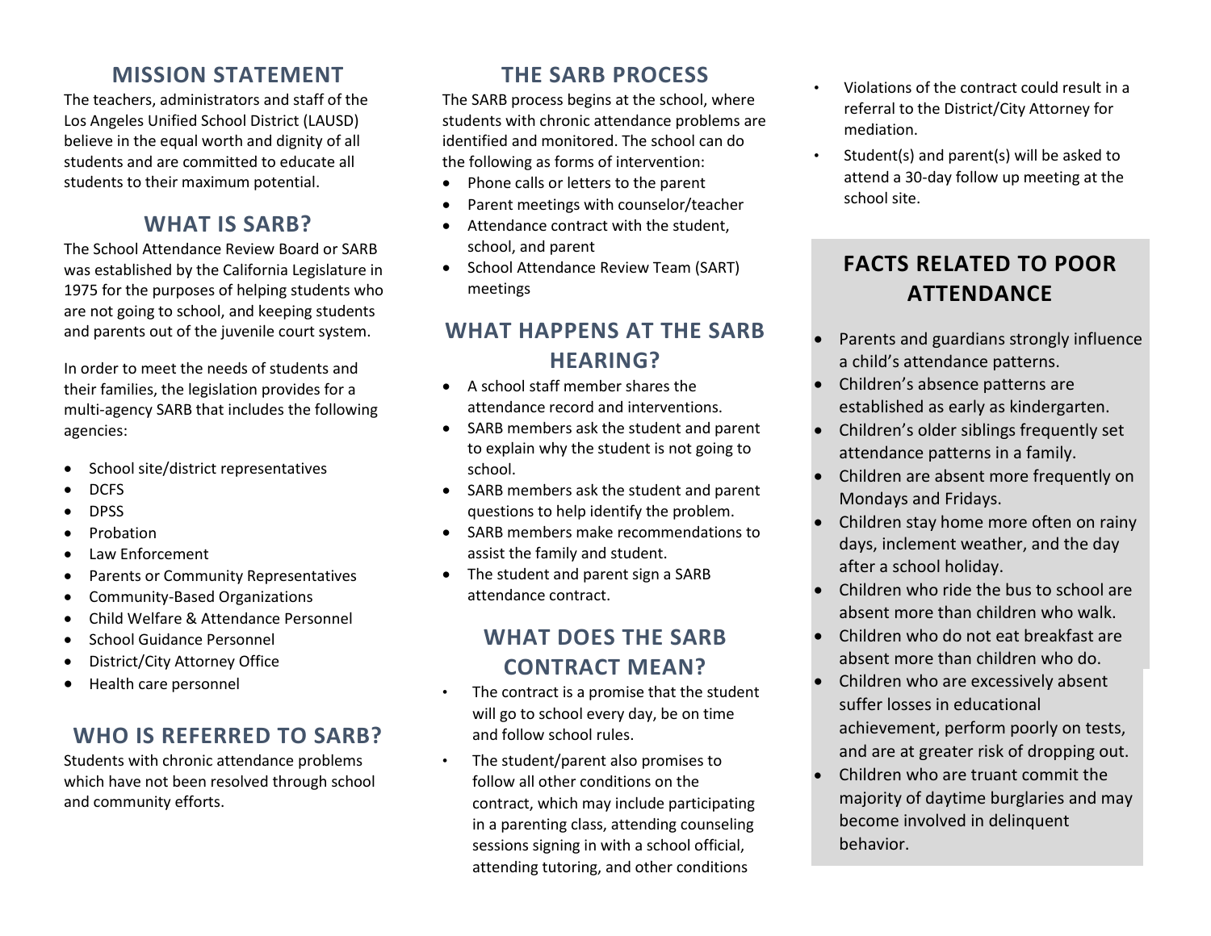## MISSION STATEMENT

The teachers, administrators and staff of the Los Angeles Unified School District (LAUSD) believe in the equal worth and dignity of all students and are committed to educate all students to their maximum potential.

## WHAT IS SARB?

The School Attendance Review Board or SARB was established by the California Legislature in 1975 for the purposes of helping students who are not going to school, and keeping students and parents out of the juvenile court system.

In order to meet the needs of students and their families, the legislation provides for a multi-agency SARB that includes the following agencies:

- School site/district representatives
- DCFS
- DPSS
- Probation
- Law Enforcement
- Parents or Community Representatives
- Community-Based Organizations
- Child Welfare & Attendance Personnel
- School Guidance Personnel
- District/City Attorney Office
- Health care personnel

## WHO IS REFERRED TO SARB?

Students with chronic attendance problems which have not been resolved through school and community efforts.

## THE SARB PROCESS

The SARB process begins at the school, where students with chronic attendance problems are identified and monitored. The school can do the following as forms of intervention:

- Phone calls or letters to the parent
- Parent meetings with counselor/teacher
- Attendance contract with the student, school, and parent
- School Attendance Review Team (SART) meetings

## WHAT HAPPENS AT THE SARB HEARING?

- A school staff member shares the attendance record and interventions.
- SARB members ask the student and parent to explain why the student is not going to school.
- SARB members ask the student and parent questions to help identify the problem.
- SARB members make recommendations to assist the family and student.
- The student and parent sign a SARB attendance contract.

## WHAT DOES THE SARB CONTRACT MEAN?

- The contract is a promise that the student will go to school every day, be on time and follow school rules.
- The student/parent also promises to follow all other conditions on the contract, which may include participating in a parenting class, attending counseling sessions signing in with a school official, attending tutoring, and other conditions
- Violations of the contract could result in a referral to the District/City Attorney for mediation.
- Student(s) and parent(s) will be asked to attend a 30-day follow up meeting at the school site.

## FACTS RELATED TO POOR ATTENDANCE

- Parents and guardians strongly influence a child's attendance patterns.
- Children's absence patterns are established as early as kindergarten.
- Children's older siblings frequently set attendance patterns in a family.
- Children are absent more frequently on Mondays and Fridays.
- Children stay home more often on rainy days, inclement weather, and the day after a school holiday.
- Children who ride the bus to school are absent more than children who walk.
- Children who do not eat breakfast are absent more than children who do.
- Children who are excessively absent suffer losses in educational achievement, perform poorly on tests, and are at greater risk of dropping out.
- Children who are truant commit the majority of daytime burglaries and may become involved in delinquent behavior.